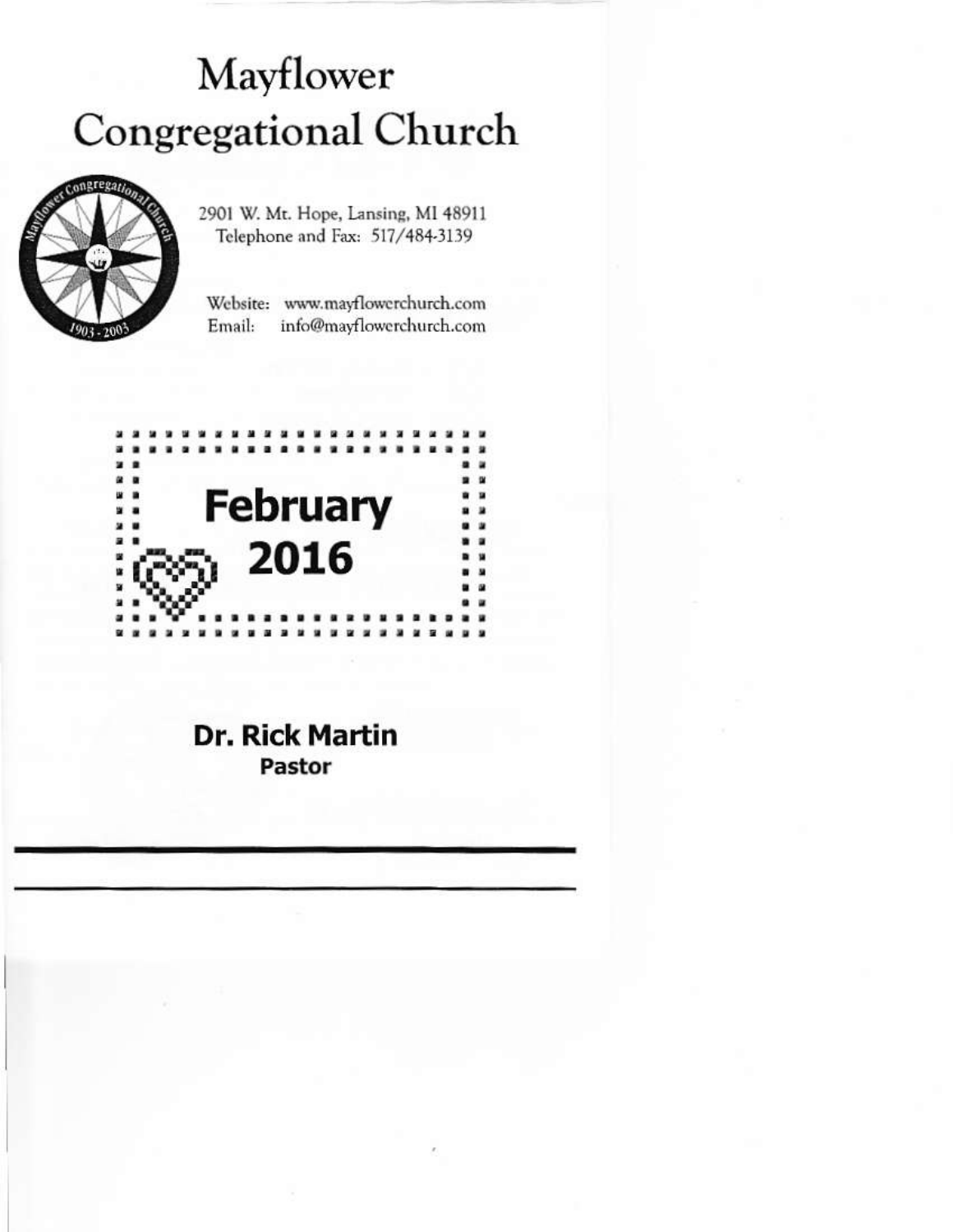# Mayflower Congregational Church

2901 W. Mt. Hope, Lansing, MI 48911
Telephone and Fax: 517/484-3139

Website: www.mayflowerchurch.com
Email: info@mayflowerchurch.com

## February 2016

**Dr. Rick Martin**
**Pastor**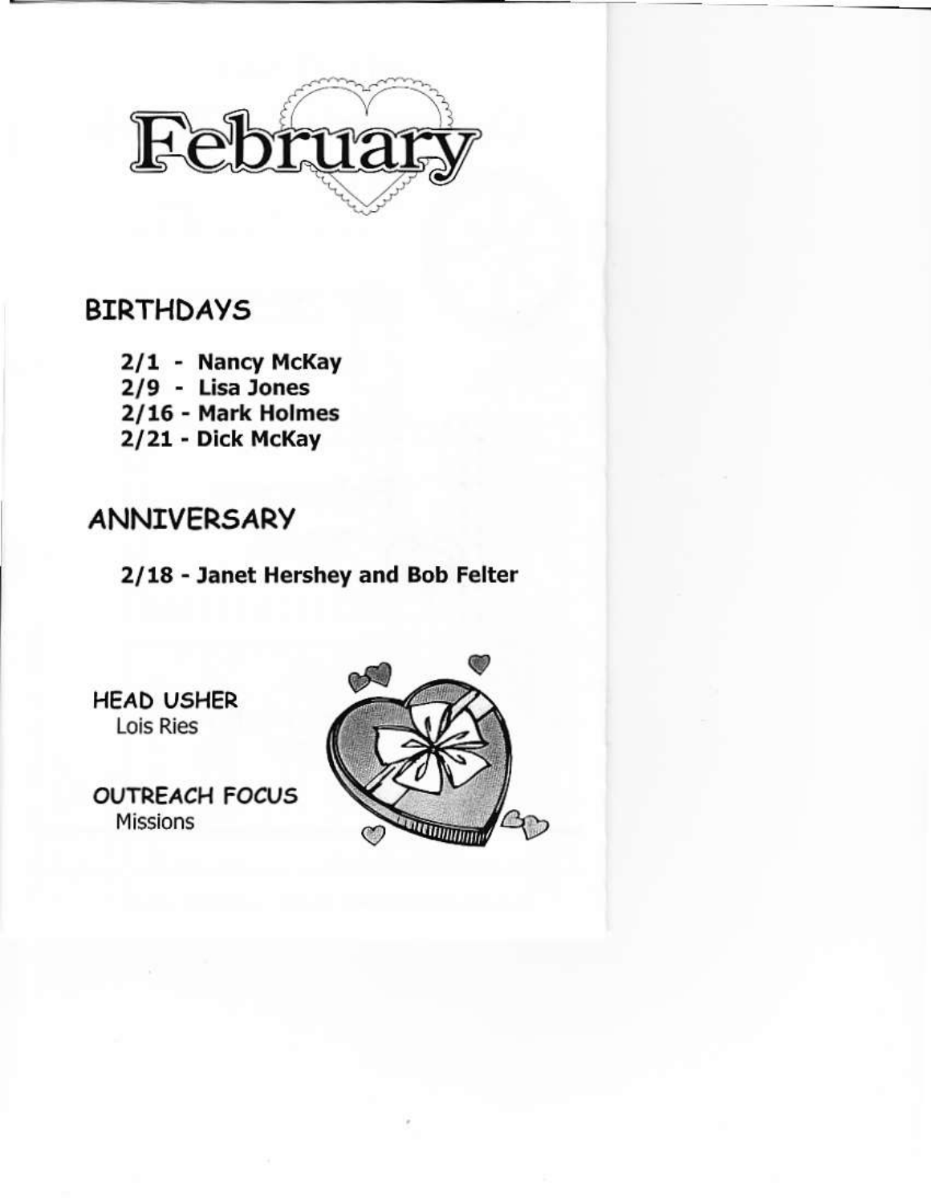# February

## BIRTHDAYS

**2/1 - Nancy McKay**
**2/9 - Lisa Jones**
**2/16 - Mark Holmes**
**2/21 - Dick McKay**

## ANNIVERSARY

**2/18 - Janet Hershey and Bob Felter**

### HEAD USHER
Lois Ries

### OUTREACH FOCUS
Missions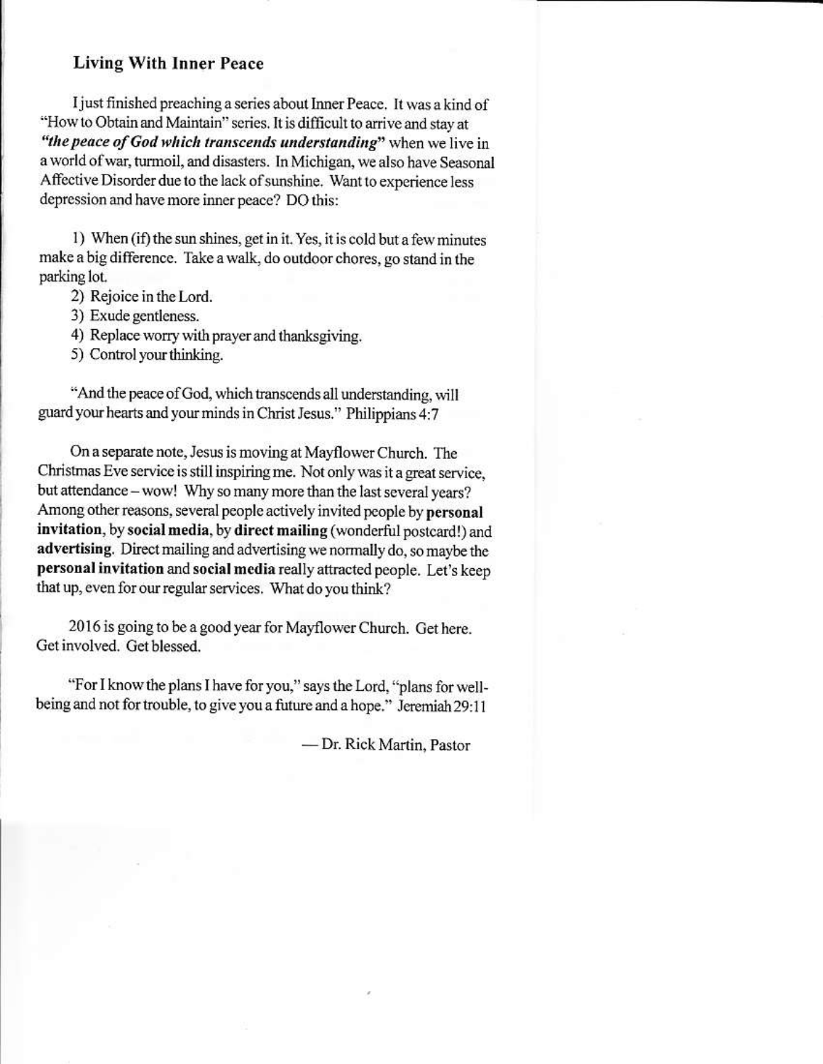## Living With Inner Peace

I just finished preaching a series about Inner Peace. It was a kind of "How to Obtain and Maintain" series. It is difficult to arrive and stay at ***"the peace of God which transcends understanding"*** when we live in a world of war, turmoil, and disasters. In Michigan, we also have Seasonal Affective Disorder due to the lack of sunshine. Want to experience less depression and have more inner peace? DO this:

1) When (if) the sun shines, get in it. Yes, it is cold but a few minutes make a big difference. Take a walk, do outdoor chores, go stand in the parking lot.
2) Rejoice in the Lord.
3) Exude gentleness.
4) Replace worry with prayer and thanksgiving.
5) Control your thinking.

"And the peace of God, which transcends all understanding, will guard your hearts and your minds in Christ Jesus." Philippians 4:7

On a separate note, Jesus is moving at Mayflower Church. The Christmas Eve service is still inspiring me. Not only was it a great service, but attendance – wow! Why so many more than the last several years? Among other reasons, several people actively invited people by **personal invitation**, by **social media**, by **direct mailing** (wonderful postcard!) and **advertising**. Direct mailing and advertising we normally do, so maybe the **personal invitation** and **social media** really attracted people. Let's keep that up, even for our regular services. What do you think?

2016 is going to be a good year for Mayflower Church. Get here. Get involved. Get blessed.

"For I know the plans I have for you," says the Lord, "plans for well-being and not for trouble, to give you a future and a hope." Jeremiah 29:11

— Dr. Rick Martin, Pastor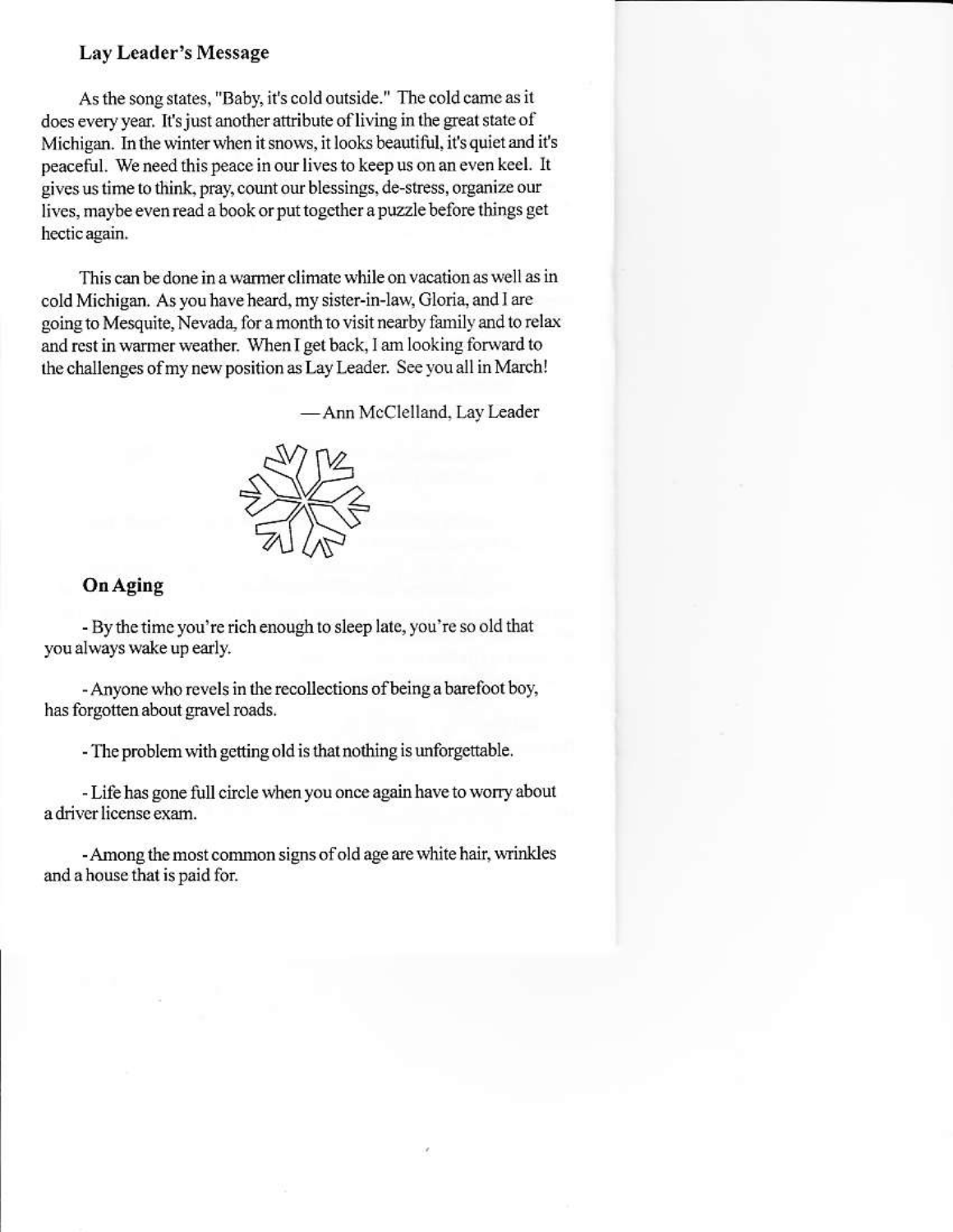## Lay Leader's Message

As the song states, "Baby, it's cold outside." The cold came as it does every year. It's just another attribute of living in the great state of Michigan. In the winter when it snows, it looks beautiful, it's quiet and it's peaceful. We need this peace in our lives to keep us on an even keel. It gives us time to think, pray, count our blessings, de-stress, organize our lives, maybe even read a book or put together a puzzle before things get hectic again.

This can be done in a warmer climate while on vacation as well as in cold Michigan. As you have heard, my sister-in-law, Gloria, and I are going to Mesquite, Nevada, for a month to visit nearby family and to relax and rest in warmer weather. When I get back, I am looking forward to the challenges of my new position as Lay Leader. See you all in March!

—Ann McClelland, Lay Leader

## On Aging

- By the time you're rich enough to sleep late, you're so old that you always wake up early.

- Anyone who revels in the recollections of being a barefoot boy, has forgotten about gravel roads.

- The problem with getting old is that nothing is unforgettable.

- Life has gone full circle when you once again have to worry about a driver license exam.

- Among the most common signs of old age are white hair, wrinkles and a house that is paid for.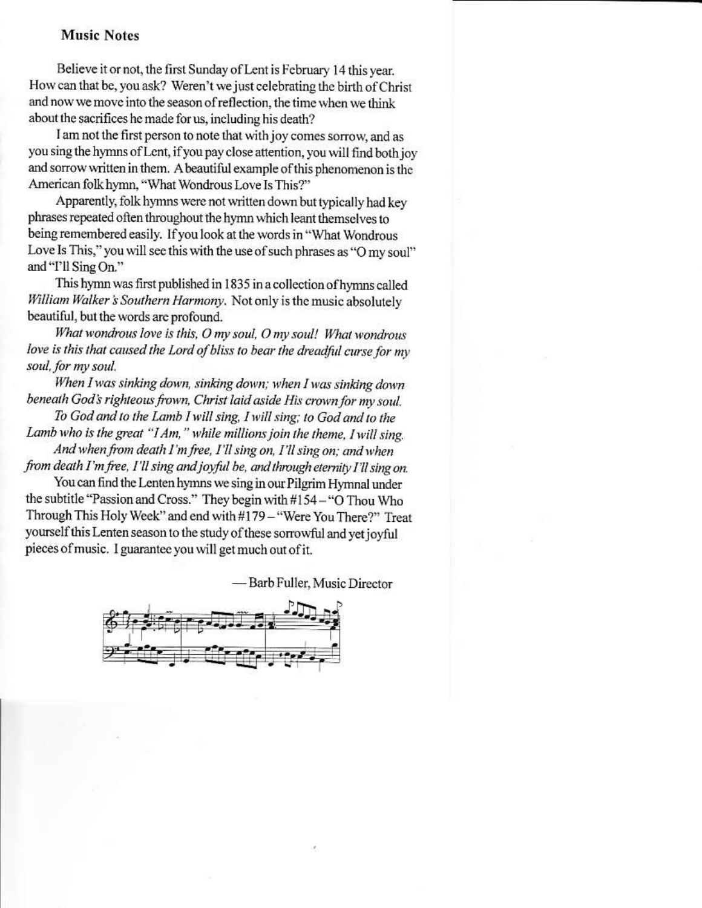## Music Notes

Believe it or not, the first Sunday of Lent is February 14 this year. How can that be, you ask? Weren't we just celebrating the birth of Christ and now we move into the season of reflection, the time when we think about the sacrifices he made for us, including his death?

I am not the first person to note that with joy comes sorrow, and as you sing the hymns of Lent, if you pay close attention, you will find both joy and sorrow written in them. A beautiful example of this phenomenon is the American folk hymn, "What Wondrous Love Is This?"

Apparently, folk hymns were not written down but typically had key phrases repeated often throughout the hymn which leant themselves to being remembered easily. If you look at the words in "What Wondrous Love Is This," you will see this with the use of such phrases as "O my soul" and "I'll Sing On."

This hymn was first published in 1835 in a collection of hymns called *William Walker's Southern Harmony*. Not only is the music absolutely beautiful, but the words are profound.

*What wondrous love is this, O my soul, O my soul! What wondrous love is this that caused the Lord of bliss to bear the dreadful curse for my soul, for my soul.*

*When I was sinking down, sinking down; when I was sinking down beneath God's righteous frown, Christ laid aside His crown for my soul.*

*To God and to the Lamb I will sing, I will sing; to God and to the Lamb who is the great "I Am," while millions join the theme, I will sing.*

*And when from death I'm free, I'll sing on, I'll sing on; and when from death I'm free, I'll sing and joyful be, and through eternity I'll sing on.*

You can find the Lenten hymns we sing in our Pilgrim Hymnal under the subtitle "Passion and Cross." They begin with #154 – "O Thou Who Through This Holy Week" and end with #179 – "Were You There?" Treat yourself this Lenten season to the study of these sorrowful and yet joyful pieces of music. I guarantee you will get much out of it.

— Barb Fuller, Music Director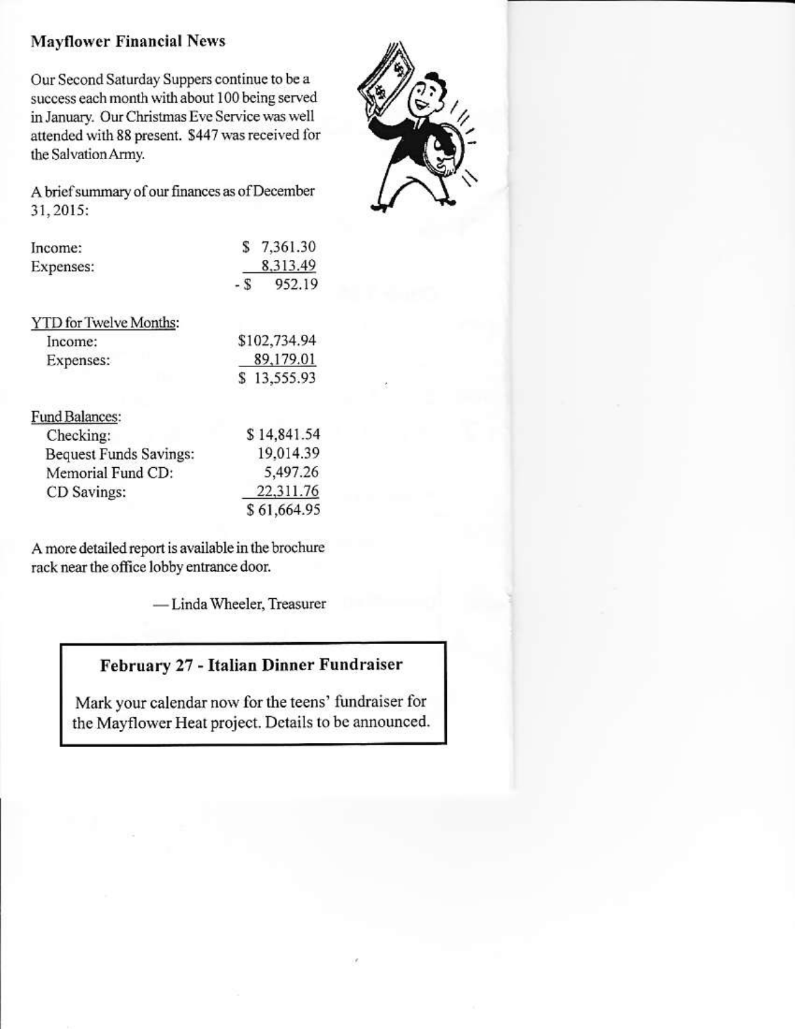## Mayflower Financial News

Our Second Saturday Suppers continue to be a success each month with about 100 being served in January. Our Christmas Eve Service was well attended with 88 present. $447 was received for the Salvation Army.

A brief summary of our finances as of December 31, 2015:

| | |
|---|---|
| Income: | $ 7,361.30 |
| Expenses: | 8,313.49 |
| | - $ 952.19 |

| YTD for Twelve Months: | |
|---|---|
| Income: | $102,734.94 |
| Expenses: | 89,179.01 |
| | $ 13,555.93 |

| Fund Balances: | |
|---|---|
| Checking: | $ 14,841.54 |
| Bequest Funds Savings: | 19,014.39 |
| Memorial Fund CD: | 5,497.26 |
| CD Savings: | 22,311.76 |
| | $ 61,664.95 |

A more detailed report is available in the brochure rack near the office lobby entrance door.

— Linda Wheeler, Treasurer

### February 27 - Italian Dinner Fundraiser

Mark your calendar now for the teens' fundraiser for the Mayflower Heat project. Details to be announced.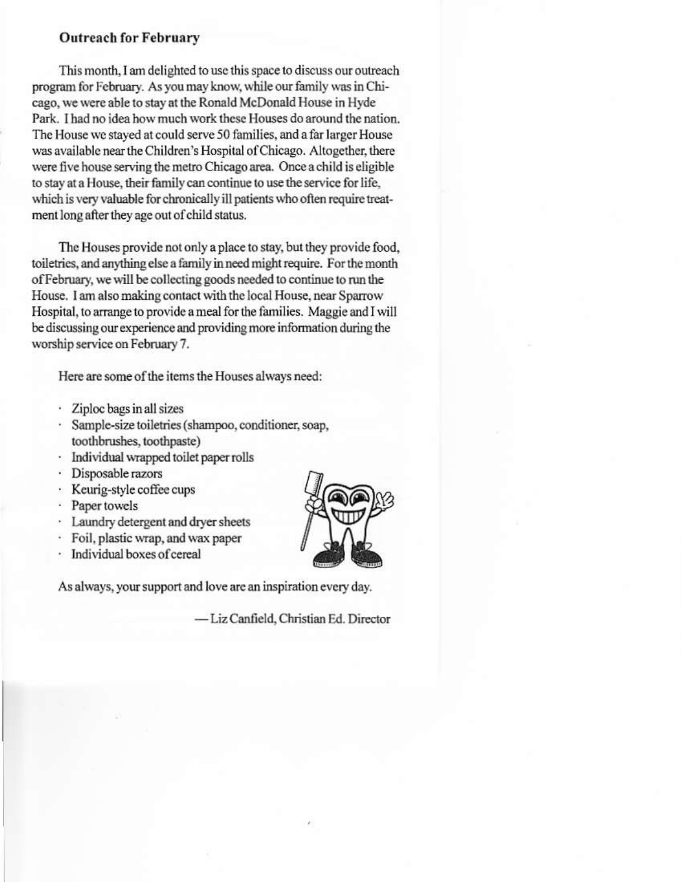**Outreach for February**

This month, I am delighted to use this space to discuss our outreach program for February. As you may know, while our family was in Chicago, we were able to stay at the Ronald McDonald House in Hyde Park. I had no idea how much work these Houses do around the nation. The House we stayed at could serve 50 families, and a far larger House was available near the Children's Hospital of Chicago. Altogether, there were five house serving the metro Chicago area. Once a child is eligible to stay at a House, their family can continue to use the service for life, which is very valuable for chronically ill patients who often require treatment long after they age out of child status.

The Houses provide not only a place to stay, but they provide food, toiletries, and anything else a family in need might require. For the month of February, we will be collecting goods needed to continue to run the House. I am also making contact with the local House, near Sparrow Hospital, to arrange to provide a meal for the families. Maggie and I will be discussing our experience and providing more information during the worship service on February 7.

Here are some of the items the Houses always need:

- Ziploc bags in all sizes
- Sample-size toiletries (shampoo, conditioner, soap, toothbrushes, toothpaste)
- Individual wrapped toilet paper rolls
- Disposable razors
- Keurig-style coffee cups
- Paper towels
- Laundry detergent and dryer sheets
- Foil, plastic wrap, and wax paper
- Individual boxes of cereal

As always, your support and love are an inspiration every day.

—Liz Canfield, Christian Ed. Director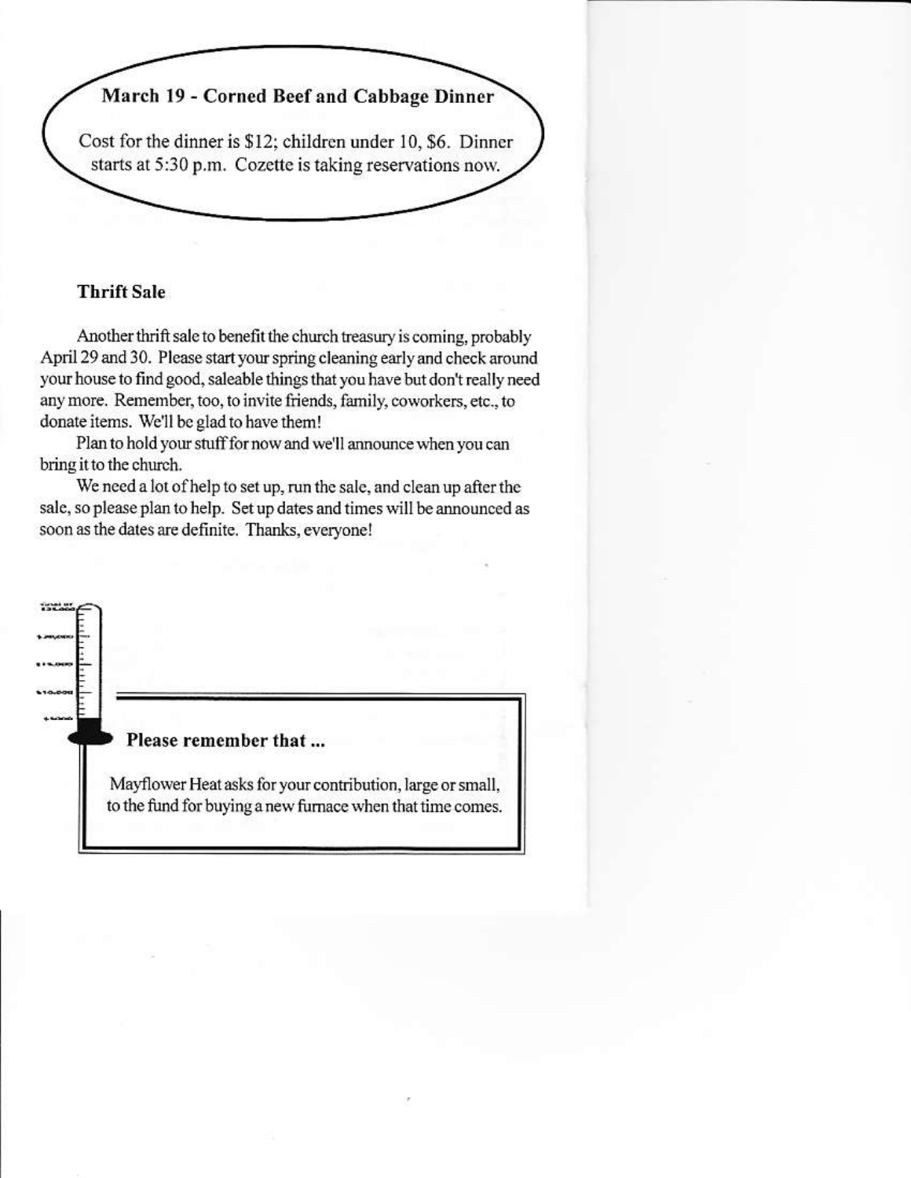## March 19 - Corned Beef and Cabbage Dinner

Cost for the dinner is $12; children under 10, $6. Dinner starts at 5:30 p.m. Cozette is taking reservations now.

### Thrift Sale

Another thrift sale to benefit the church treasury is coming, probably April 29 and 30. Please start your spring cleaning early and check around your house to find good, saleable things that you have but don't really need any more. Remember, too, to invite friends, family, coworkers, etc., to donate items. We'll be glad to have them!

Plan to hold your stuff for now and we'll announce when you can bring it to the church.

We need a lot of help to set up, run the sale, and clean up after the sale, so please plan to help. Set up dates and times will be announced as soon as the dates are definite. Thanks, everyone!

**Please remember that ...**

Mayflower Heat asks for your contribution, large or small, to the fund for buying a new furnace when that time comes.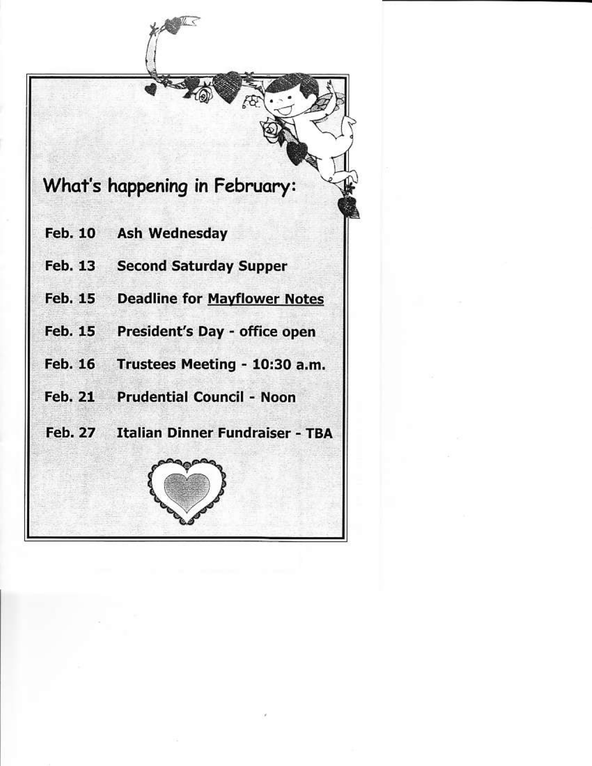## What's happening in February:

| | |
|---|---|
| **Feb. 10** | **Ash Wednesday** |
| **Feb. 13** | **Second Saturday Supper** |
| **Feb. 15** | **Deadline for Mayflower Notes** |
| **Feb. 15** | **President's Day - office open** |
| **Feb. 16** | **Trustees Meeting - 10:30 a.m.** |
| **Feb. 21** | **Prudential Council - Noon** |
| **Feb. 27** | **Italian Dinner Fundraiser - TBA** |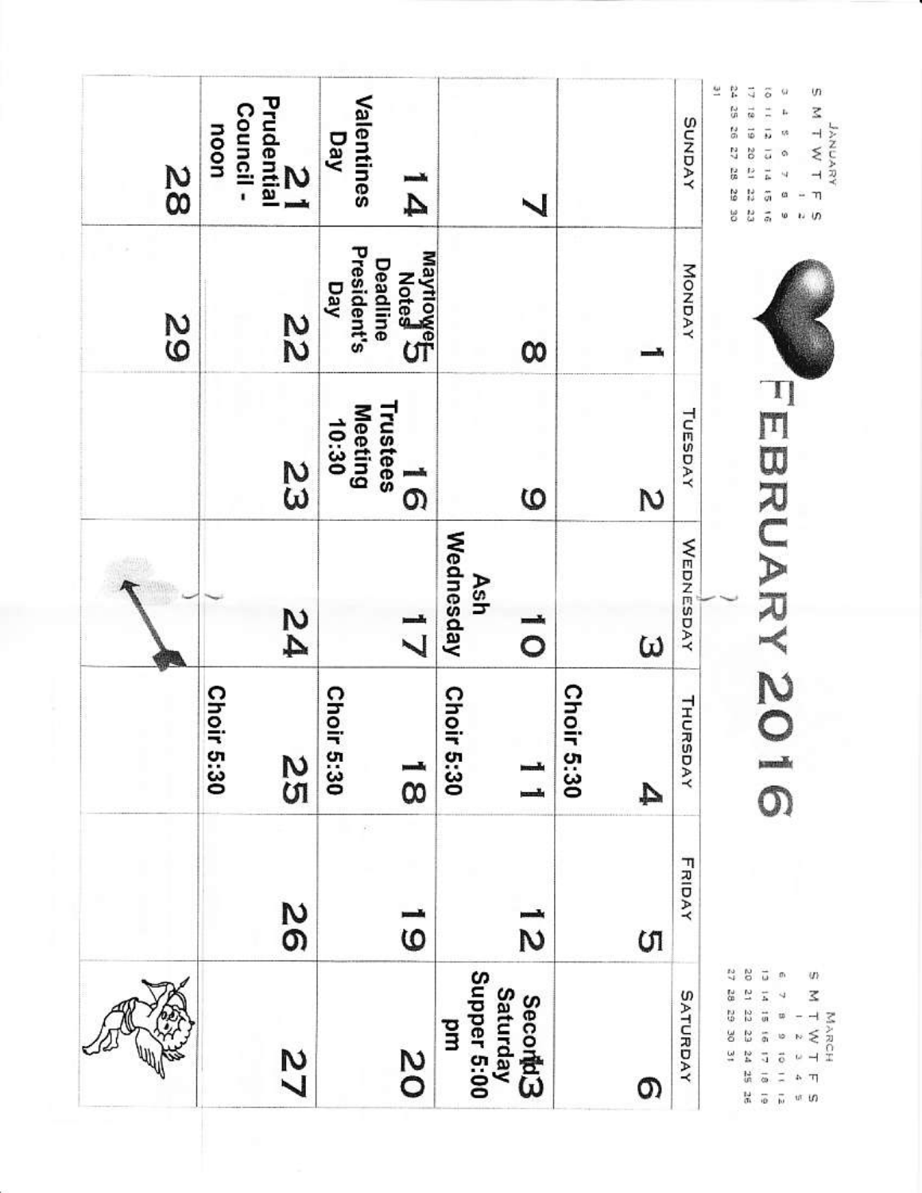# FEBRUARY 2016

| JANUARY | | | | | | |
| --- | --- | --- | --- | --- | --- | --- |
| S | M | T | W | T | F | S |
| | | | | | 1 | 2 |
| 3 | 4 | 5 | 6 | 7 | 8 | 9 |
| 10 | 11 | 12 | 13 | 14 | 15 | 16 |
| 17 | 18 | 19 | 20 | 21 | 22 | 23 |
| 24 | 25 | 26 | 27 | 28 | 29 | 30 |
| 31 | | | | | | |

| SUNDAY | MONDAY | TUESDAY | WEDNESDAY | THURSDAY | FRIDAY | SATURDAY |
| --- | --- | --- | --- | --- | --- | --- |
| | 1 | 2 | 3 | 4 Choir 5:30 | 5 | 6 |
| 7 | 8 | 9 | 10 Ash Wednesday | 11 Choir 5:30 | 12 | 13 Second Saturday Supper 5:00 pm |
| 14 Valentines Day | 15 Mayflower Notes Deadline President's Day | 16 Trustees Meeting 10:30 | 17 | 18 Choir 5:30 | 19 | 20 |
| 21 Prudential Council - noon | 22 | 23 | 24 | 25 Choir 5:30 | 26 | 27 |
| 28 | 29 | | | | | |

| MARCH | | | | | | |
| --- | --- | --- | --- | --- | --- | --- |
| S | M | T | W | T | F | S |
| | | 1 | 2 | 3 | 4 | 5 |
| 6 | 7 | 8 | 9 | 10 | 11 | 12 |
| 13 | 14 | 15 | 16 | 17 | 18 | 19 |
| 20 | 21 | 22 | 23 | 24 | 25 | 26 |
| 27 | 28 | 29 | 30 | 31 | | |